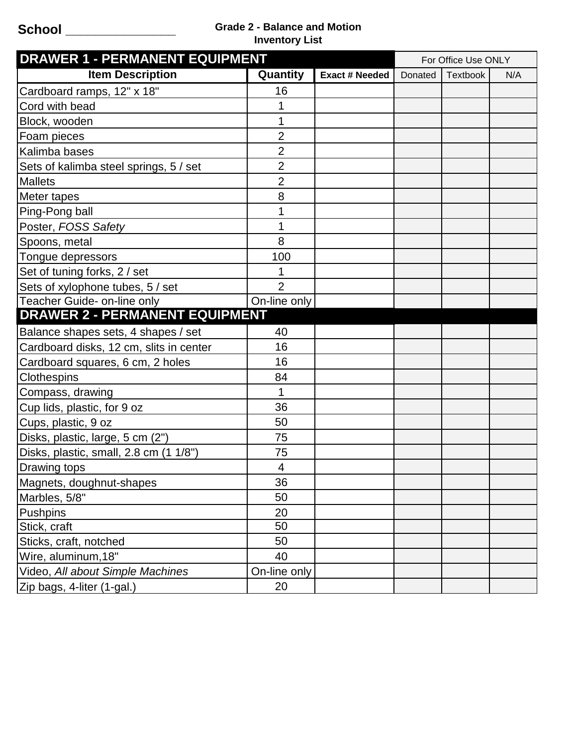**School ________________**

**Grade 2 - Balance and Motion**
**Inventory List**

| DRAWER 1 - PERMANENT EQUIPMENT | | | For Office Use ONLY | | |
|---|---|---|---|---|---|
| **Item Description** | **Quantity** | **Exact # Needed** | Donated | Textbook | N/A |
| Cardboard ramps, 12" x 18" | 16 | | | | |
| Cord with bead | 1 | | | | |
| Block, wooden | 1 | | | | |
| Foam pieces | 2 | | | | |
| Kalimba bases | 2 | | | | |
| Sets of kalimba steel springs, 5 / set | 2 | | | | |
| Mallets | 2 | | | | |
| Meter tapes | 8 | | | | |
| Ping-Pong ball | 1 | | | | |
| Poster, *FOSS Safety* | 1 | | | | |
| Spoons, metal | 8 | | | | |
| Tongue depressors | 100 | | | | |
| Set of tuning forks, 2 / set | 1 | | | | |
| Sets of xylophone tubes, 5 / set | 2 | | | | |
| Teacher Guide- on-line only | On-line only | | | | |
| **DRAWER 2 - PERMANENT EQUIPMENT** | | | | | |
| Balance shapes sets, 4 shapes / set | 40 | | | | |
| Cardboard disks, 12 cm, slits in center | 16 | | | | |
| Cardboard squares, 6 cm, 2 holes | 16 | | | | |
| Clothespins | 84 | | | | |
| Compass, drawing | 1 | | | | |
| Cup lids, plastic, for 9 oz | 36 | | | | |
| Cups, plastic, 9 oz | 50 | | | | |
| Disks, plastic, large, 5 cm (2") | 75 | | | | |
| Disks, plastic, small, 2.8 cm (1 1/8") | 75 | | | | |
| Drawing tops | 4 | | | | |
| Magnets, doughnut-shapes | 36 | | | | |
| Marbles, 5/8" | 50 | | | | |
| Pushpins | 20 | | | | |
| Stick, craft | 50 | | | | |
| Sticks, craft, notched | 50 | | | | |
| Wire, aluminum,18" | 40 | | | | |
| Video, *All about Simple Machines* | On-line only | | | | |
| Zip bags, 4-liter (1-gal.) | 20 | | | | |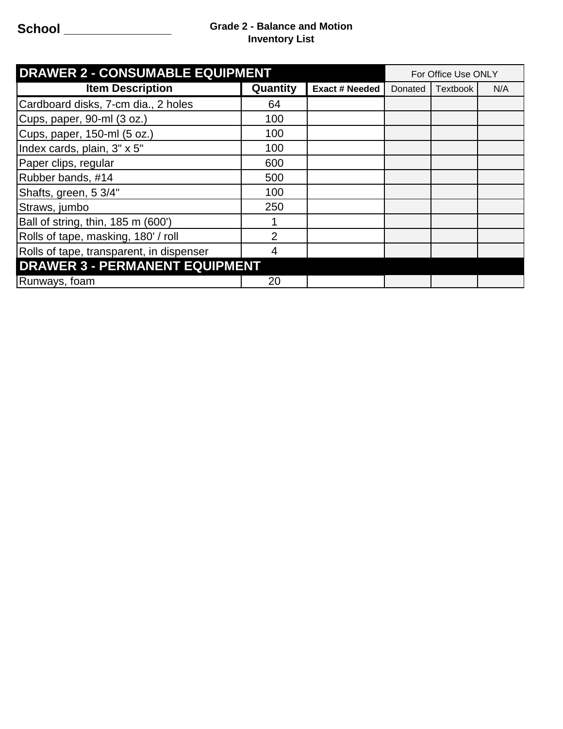School _______________

**Grade 2 - Balance and Motion**
**Inventory List**

| DRAWER 2 - CONSUMABLE EQUIPMENT | | | For Office Use ONLY | | |
|---|---|---|---|---|---|
| **Item Description** | **Quantity** | **Exact # Needed** | Donated | Textbook | N/A |
| Cardboard disks, 7-cm dia., 2 holes | 64 | | | | |
| Cups, paper, 90-ml (3 oz.) | 100 | | | | |
| Cups, paper, 150-ml (5 oz.) | 100 | | | | |
| Index cards, plain, 3" x 5" | 100 | | | | |
| Paper clips, regular | 600 | | | | |
| Rubber bands, #14 | 500 | | | | |
| Shafts, green, 5 3/4" | 100 | | | | |
| Straws, jumbo | 250 | | | | |
| Ball of string, thin, 185 m (600') | 1 | | | | |
| Rolls of tape, masking, 180' / roll | 2 | | | | |
| Rolls of tape, transparent, in dispenser | 4 | | | | |
| **DRAWER 3 - PERMANENT EQUIPMENT** | | | | | |
| Runways, foam | 20 | | | | |